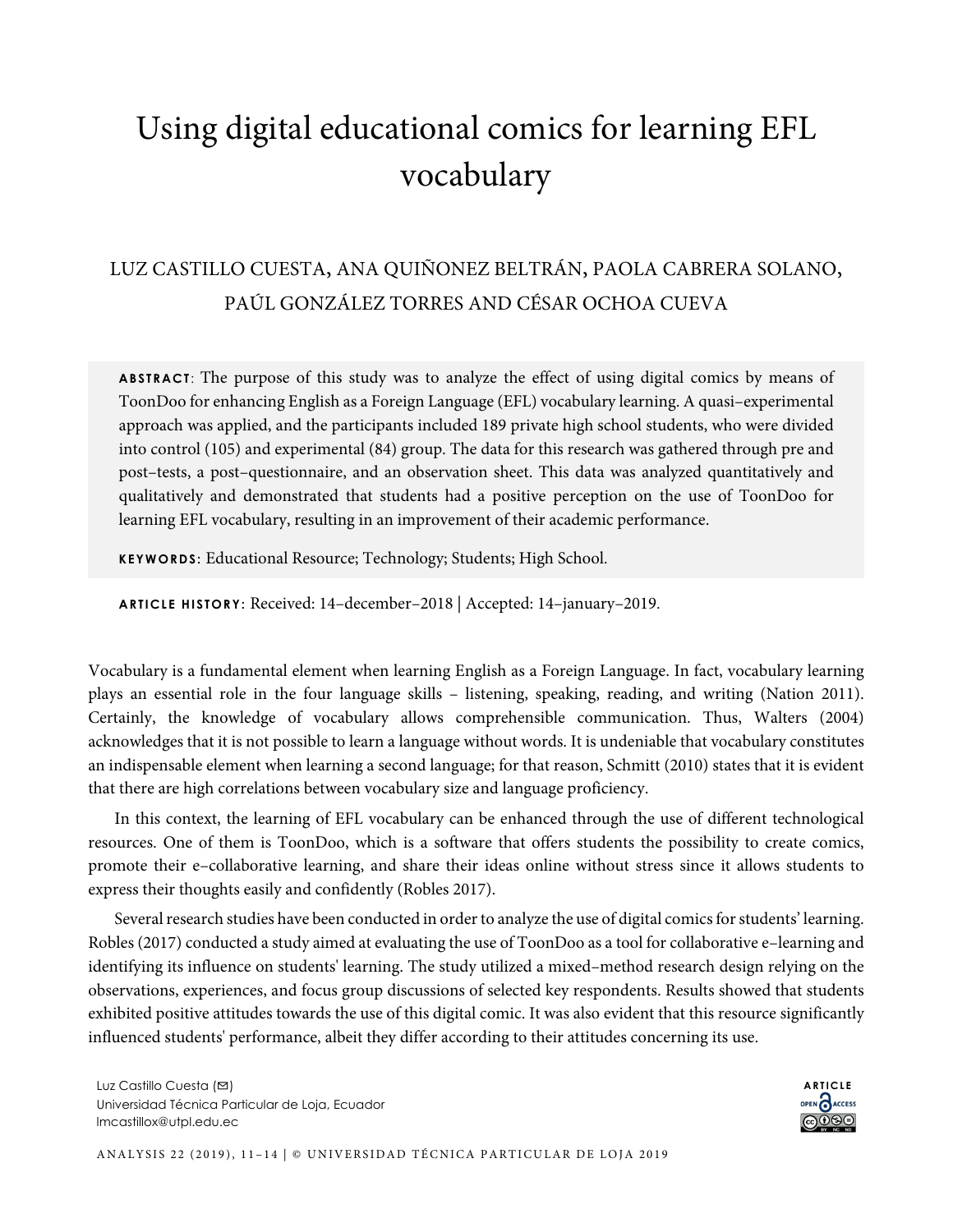# Using digital educational comics for learning EFL vocabulary

LUZ CASTILLO CUESTA, ANA QUIÑONEZ BELTRÁN, PAOLA CABRERA SOLANO, PAÚL GONZÁLEZ TORRES AND CÉSAR OCHOA CUEVA

**ABSTRACT**: The purpose of this study was to analyze the effect of using digital comics by means of ToonDoo for enhancing English as a Foreign Language (EFL) vocabulary learning. A quasi–experimental approach was applied, and the participants included 189 private high school students, who were divided into control (105) and experimental (84) group. The data for this research was gathered through pre and post–tests, a post–questionnaire, and an observation sheet. This data was analyzed quantitatively and qualitatively and demonstrated that students had a positive perception on the use of ToonDoo for learning EFL vocabulary, resulting in an improvement of their academic performance.

**KEYWORDS**: Educational Resource; Technology; Students; High School.

**ARTICLE HISTORY**: Received: 14–december–2018 | Accepted: 14–january–2019.

Vocabulary is a fundamental element when learning English as a Foreign Language. In fact, vocabulary learning plays an essential role in the four language skills – listening, speaking, reading, and writing (Nation 2011). Certainly, the knowledge of vocabulary allows comprehensible communication. Thus, Walters (2004) acknowledges that it is not possible to learn a language without words. It is undeniable that vocabulary constitutes an indispensable element when learning a second language; for that reason, Schmitt (2010) states that it is evident that there are high correlations between vocabulary size and language proficiency.

In this context, the learning of EFL vocabulary can be enhanced through the use of different technological resources. One of them is ToonDoo, which is a software that offers students the possibility to create comics, promote their e–collaborative learning, and share their ideas online without stress since it allows students to express their thoughts easily and confidently (Robles 2017).

Several research studies have been conducted in order to analyze the use of digital comics for students' learning. Robles (2017) conducted a study aimed at evaluating the use of ToonDoo as a tool for collaborative e–learning and identifying its influence on students' learning. The study utilized a mixed–method research design relying on the observations, experiences, and focus group discussions of selected key respondents. Results showed that students exhibited positive attitudes towards the use of this digital comic. It was also evident that this resource significantly influenced students' performance, albeit they differ according to their attitudes concerning its use.

Luz Castillo Cuesta (✉)
Universidad Técnica Particular de Loja, Ecuador
lmcastillox@utpl.edu.ec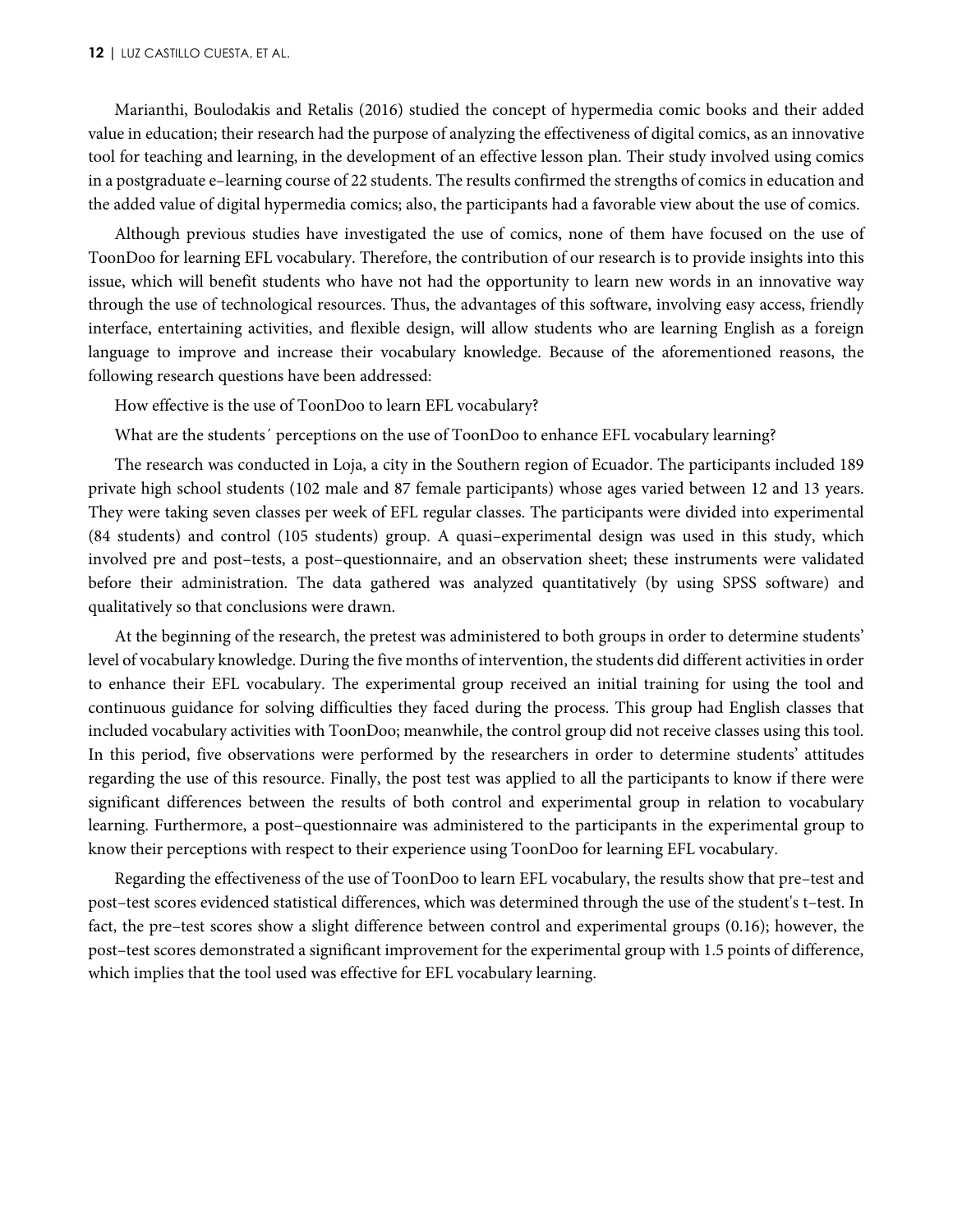Marianthi, Boulodakis and Retalis (2016) studied the concept of hypermedia comic books and their added value in education; their research had the purpose of analyzing the effectiveness of digital comics, as an innovative tool for teaching and learning, in the development of an effective lesson plan. Their study involved using comics in a postgraduate e–learning course of 22 students. The results confirmed the strengths of comics in education and the added value of digital hypermedia comics; also, the participants had a favorable view about the use of comics.

Although previous studies have investigated the use of comics, none of them have focused on the use of ToonDoo for learning EFL vocabulary. Therefore, the contribution of our research is to provide insights into this issue, which will benefit students who have not had the opportunity to learn new words in an innovative way through the use of technological resources. Thus, the advantages of this software, involving easy access, friendly interface, entertaining activities, and flexible design, will allow students who are learning English as a foreign language to improve and increase their vocabulary knowledge. Because of the aforementioned reasons, the following research questions have been addressed:

How effective is the use of ToonDoo to learn EFL vocabulary?

What are the students´ perceptions on the use of ToonDoo to enhance EFL vocabulary learning?

The research was conducted in Loja, a city in the Southern region of Ecuador. The participants included 189 private high school students (102 male and 87 female participants) whose ages varied between 12 and 13 years. They were taking seven classes per week of EFL regular classes. The participants were divided into experimental (84 students) and control (105 students) group. A quasi–experimental design was used in this study, which involved pre and post–tests, a post–questionnaire, and an observation sheet; these instruments were validated before their administration. The data gathered was analyzed quantitatively (by using SPSS software) and qualitatively so that conclusions were drawn.

At the beginning of the research, the pretest was administered to both groups in order to determine students' level of vocabulary knowledge. During the five months of intervention, the students did different activities in order to enhance their EFL vocabulary. The experimental group received an initial training for using the tool and continuous guidance for solving difficulties they faced during the process. This group had English classes that included vocabulary activities with ToonDoo; meanwhile, the control group did not receive classes using this tool. In this period, five observations were performed by the researchers in order to determine students' attitudes regarding the use of this resource. Finally, the post test was applied to all the participants to know if there were significant differences between the results of both control and experimental group in relation to vocabulary learning. Furthermore, a post–questionnaire was administered to the participants in the experimental group to know their perceptions with respect to their experience using ToonDoo for learning EFL vocabulary.

Regarding the effectiveness of the use of ToonDoo to learn EFL vocabulary, the results show that pre–test and post–test scores evidenced statistical differences, which was determined through the use of the student's t–test. In fact, the pre–test scores show a slight difference between control and experimental groups (0.16); however, the post–test scores demonstrated a significant improvement for the experimental group with 1.5 points of difference, which implies that the tool used was effective for EFL vocabulary learning.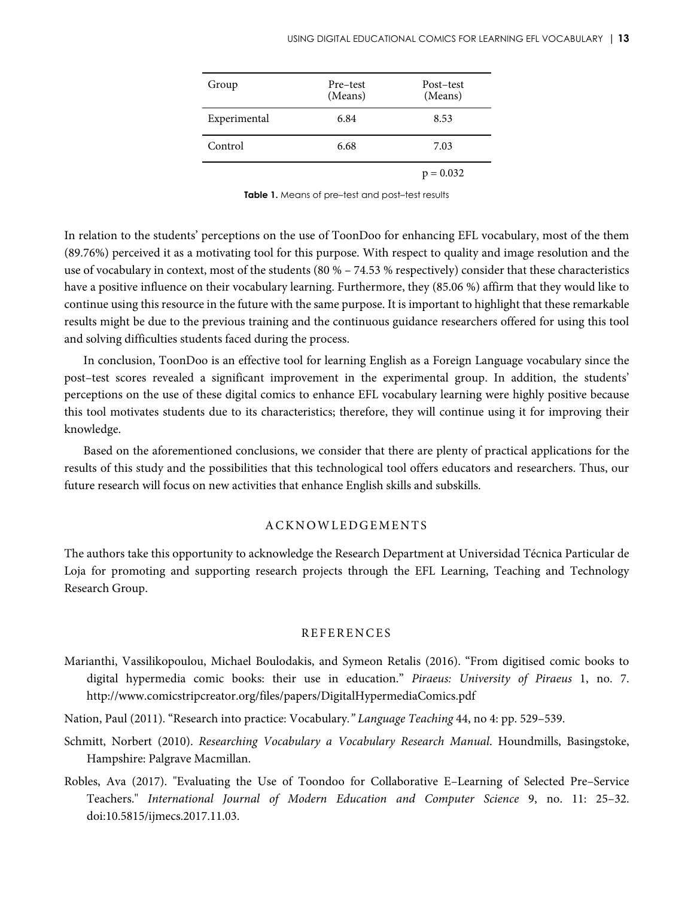| Group | Pre–test (Means) | Post–test (Means) |
|---|---|---|
| Experimental | 6.84 | 8.53 |
| Control | 6.68 | 7.03 |
| | | p = 0.032 |

**Table 1.** Means of pre–test and post–test results

In relation to the students' perceptions on the use of ToonDoo for enhancing EFL vocabulary, most of the them (89.76%) perceived it as a motivating tool for this purpose. With respect to quality and image resolution and the use of vocabulary in context, most of the students (80 % – 74.53 % respectively) consider that these characteristics have a positive influence on their vocabulary learning. Furthermore, they (85.06 %) affirm that they would like to continue using this resource in the future with the same purpose. It is important to highlight that these remarkable results might be due to the previous training and the continuous guidance researchers offered for using this tool and solving difficulties students faced during the process.

In conclusion, ToonDoo is an effective tool for learning English as a Foreign Language vocabulary since the post–test scores revealed a significant improvement in the experimental group. In addition, the students' perceptions on the use of these digital comics to enhance EFL vocabulary learning were highly positive because this tool motivates students due to its characteristics; therefore, they will continue using it for improving their knowledge.

Based on the aforementioned conclusions, we consider that there are plenty of practical applications for the results of this study and the possibilities that this technological tool offers educators and researchers. Thus, our future research will focus on new activities that enhance English skills and subskills.

## ACKNOWLEDGEMENTS

The authors take this opportunity to acknowledge the Research Department at Universidad Técnica Particular de Loja for promoting and supporting research projects through the EFL Learning, Teaching and Technology Research Group.

## REFERENCES

Marianthi, Vassilikopoulou, Michael Boulodakis, and Symeon Retalis (2016). "From digitised comic books to digital hypermedia comic books: their use in education." *Piraeus: University of Piraeus* 1, no. 7. http://www.comicstripcreator.org/files/papers/DigitalHypermediaComics.pdf

Nation, Paul (2011). "Research into practice: Vocabulary*." Language Teaching* 44, no 4: pp. 529–539.

Schmitt, Norbert (2010). *Researching Vocabulary a Vocabulary Research Manual*. Houndmills, Basingstoke, Hampshire: Palgrave Macmillan.

Robles, Ava (2017). "Evaluating the Use of Toondoo for Collaborative E–Learning of Selected Pre–Service Teachers." *International Journal of Modern Education and Computer Science* 9, no. 11: 25–32. doi:10.5815/ijmecs.2017.11.03.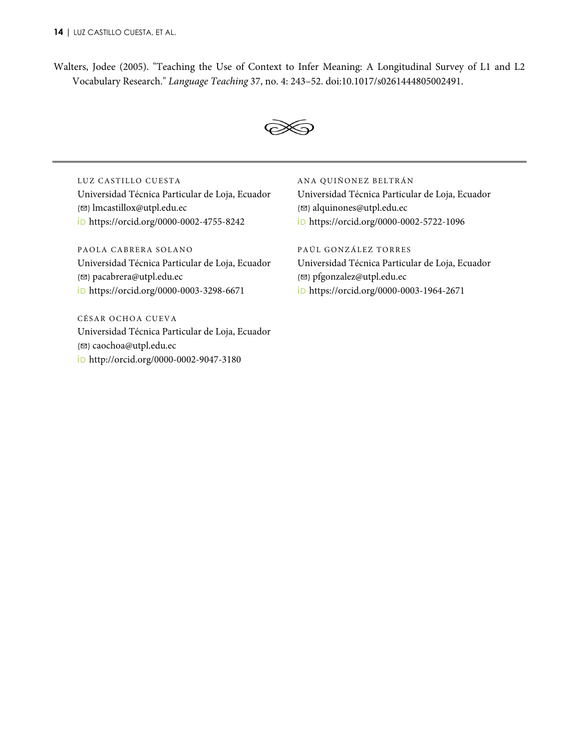Walters, Jodee (2005). "Teaching the Use of Context to Infer Meaning: A Longitudinal Survey of L1 and L2 Vocabulary Research." *Language Teaching* 37, no. 4: 243–52. doi:10.1017/s0261444805002491.

---

LUZ CASTILLO CUESTA
Universidad Técnica Particular de Loja, Ecuador
(✉) lmcastillox@utpl.edu.ec
iD https://orcid.org/0000-0002-4755-8242

PAOLA CABRERA SOLANO
Universidad Técnica Particular de Loja, Ecuador
(✉) pacabrera@utpl.edu.ec
iD https://orcid.org/0000-0003-3298-6671

CÉSAR OCHOA CUEVA
Universidad Técnica Particular de Loja, Ecuador
(✉) caochoa@utpl.edu.ec
iD http://orcid.org/0000-0002-9047-3180

ANA QUIÑONEZ BELTRÁN
Universidad Técnica Particular de Loja, Ecuador
(✉) alquinones@utpl.edu.ec
iD https://orcid.org/0000-0002-5722-1096

PAÚL GONZÁLEZ TORRES
Universidad Técnica Particular de Loja, Ecuador
(✉) pfgonzalez@utpl.edu.ec
iD https://orcid.org/0000-0003-1964-2671